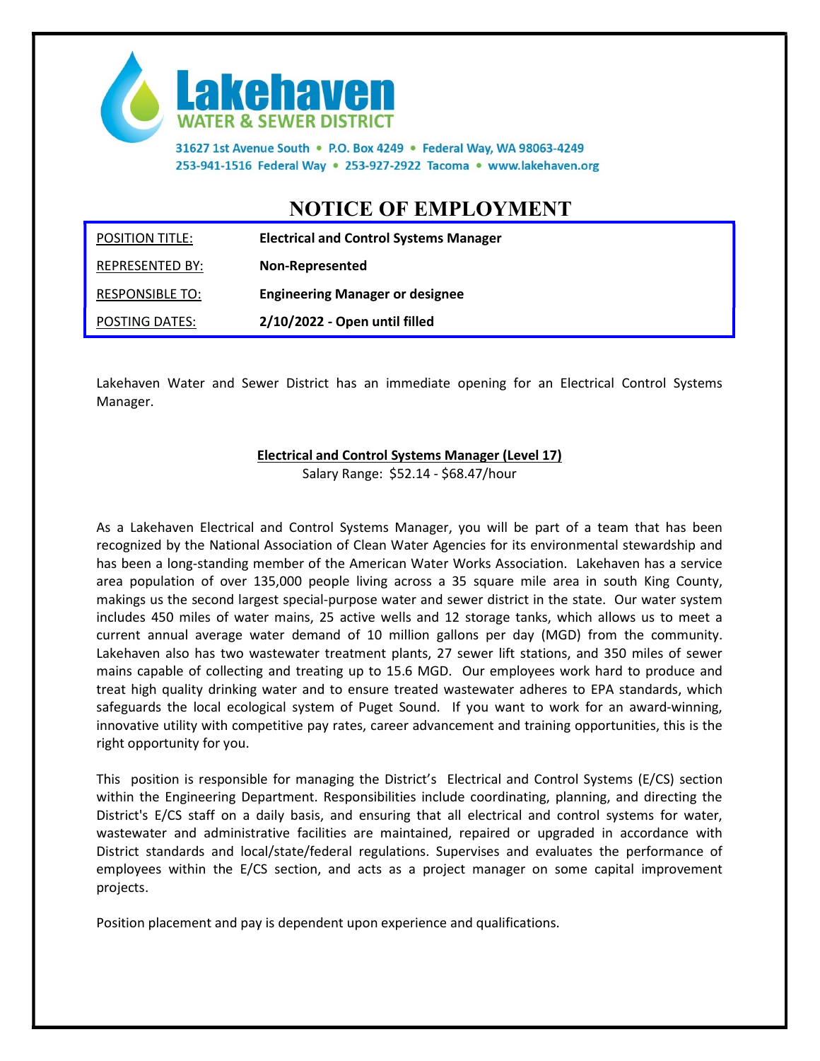**Lakehaven**
**WATER & SEWER DISTRICT**

31627 1st Avenue South • P.O. Box 4249 • Federal Way, WA 98063-4249
253-941-1516 Federal Way • 253-927-2922 Tacoma • www.lakehaven.org

# NOTICE OF EMPLOYMENT

| | |
|---|---|
| POSITION TITLE: | **Electrical and Control Systems Manager** |
| REPRESENTED BY: | **Non-Represented** |
| RESPONSIBLE TO: | **Engineering Manager or designee** |
| POSTING DATES: | **2/10/2022 - Open until filled** |

Lakehaven Water and Sewer District has an immediate opening for an Electrical Control Systems Manager.

**Electrical and Control Systems Manager (Level 17)**
Salary Range: $52.14 - $68.47/hour

As a Lakehaven Electrical and Control Systems Manager, you will be part of a team that has been recognized by the National Association of Clean Water Agencies for its environmental stewardship and has been a long-standing member of the American Water Works Association. Lakehaven has a service area population of over 135,000 people living across a 35 square mile area in south King County, makings us the second largest special-purpose water and sewer district in the state. Our water system includes 450 miles of water mains, 25 active wells and 12 storage tanks, which allows us to meet a current annual average water demand of 10 million gallons per day (MGD) from the community. Lakehaven also has two wastewater treatment plants, 27 sewer lift stations, and 350 miles of sewer mains capable of collecting and treating up to 15.6 MGD. Our employees work hard to produce and treat high quality drinking water and to ensure treated wastewater adheres to EPA standards, which safeguards the local ecological system of Puget Sound. If you want to work for an award-winning, innovative utility with competitive pay rates, career advancement and training opportunities, this is the right opportunity for you.

This position is responsible for managing the District's Electrical and Control Systems (E/CS) section within the Engineering Department. Responsibilities include coordinating, planning, and directing the District's E/CS staff on a daily basis, and ensuring that all electrical and control systems for water, wastewater and administrative facilities are maintained, repaired or upgraded in accordance with District standards and local/state/federal regulations. Supervises and evaluates the performance of employees within the E/CS section, and acts as a project manager on some capital improvement projects.

Position placement and pay is dependent upon experience and qualifications.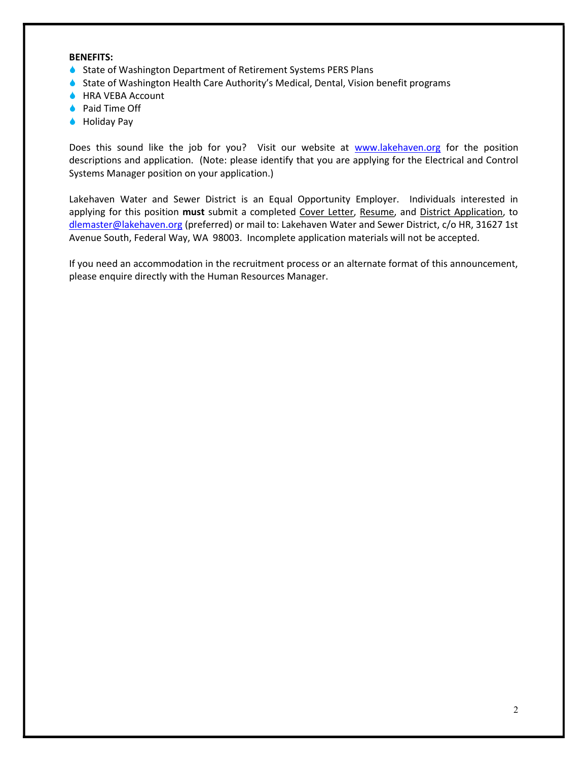**BENEFITS:**

- State of Washington Department of Retirement Systems PERS Plans
- State of Washington Health Care Authority's Medical, Dental, Vision benefit programs
- HRA VEBA Account
- Paid Time Off
- Holiday Pay

Does this sound like the job for you? Visit our website at www.lakehaven.org for the position descriptions and application. (Note: please identify that you are applying for the Electrical and Control Systems Manager position on your application.)

Lakehaven Water and Sewer District is an Equal Opportunity Employer. Individuals interested in applying for this position **must** submit a completed Cover Letter, Resume, and District Application, to dlemaster@lakehaven.org (preferred) or mail to: Lakehaven Water and Sewer District, c/o HR, 31627 1st Avenue South, Federal Way, WA 98003. Incomplete application materials will not be accepted.

If you need an accommodation in the recruitment process or an alternate format of this announcement, please enquire directly with the Human Resources Manager.